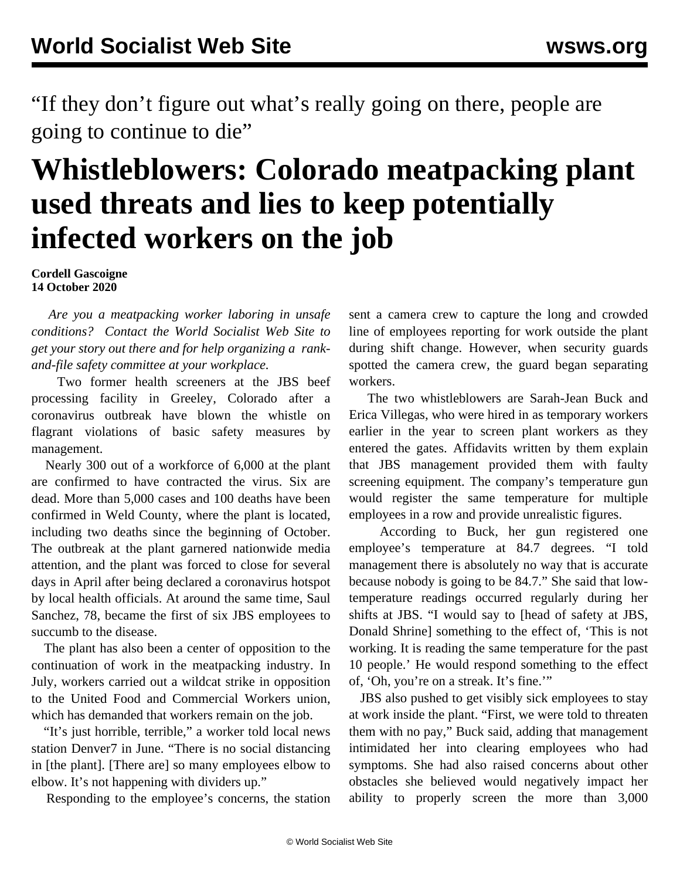“If they don’t figure out what’s really going on there, people are going to continue to die”

# Whistleblowers: Colorado meatpacking plant used threats and lies to keep potentially infected workers on the job

**Cordell Gascoigne**
**14 October 2020**

*Are you a meatpacking worker laboring in unsafe conditions? Contact the World Socialist Web Site to get your story out there and for help organizing a rank-and-file safety committee at your workplace.*

Two former health screeners at the JBS beef processing facility in Greeley, Colorado after a coronavirus outbreak have blown the whistle on flagrant violations of basic safety measures by management.

Nearly 300 out of a workforce of 6,000 at the plant are confirmed to have contracted the virus. Six are dead. More than 5,000 cases and 100 deaths have been confirmed in Weld County, where the plant is located, including two deaths since the beginning of October. The outbreak at the plant garnered nationwide media attention, and the plant was forced to close for several days in April after being declared a coronavirus hotspot by local health officials. At around the same time, Saul Sanchez, 78, became the first of six JBS employees to succumb to the disease.

The plant has also been a center of opposition to the continuation of work in the meatpacking industry. In July, workers carried out a wildcat strike in opposition to the United Food and Commercial Workers union, which has demanded that workers remain on the job.

“It’s just horrible, terrible,” a worker told local news station Denver7 in June. “There is no social distancing in [the plant]. [There are] so many employees elbow to elbow. It’s not happening with dividers up.”

Responding to the employee’s concerns, the station sent a camera crew to capture the long and crowded line of employees reporting for work outside the plant during shift change. However, when security guards spotted the camera crew, the guard began separating workers.

The two whistleblowers are Sarah-Jean Buck and Erica Villegas, who were hired in as temporary workers earlier in the year to screen plant workers as they entered the gates. Affidavits written by them explain that JBS management provided them with faulty screening equipment. The company’s temperature gun would register the same temperature for multiple employees in a row and provide unrealistic figures.

According to Buck, her gun registered one employee’s temperature at 84.7 degrees. “I told management there is absolutely no way that is accurate because nobody is going to be 84.7.” She said that low-temperature readings occurred regularly during her shifts at JBS. “I would say to [head of safety at JBS, Donald Shrine] something to the effect of, ‘This is not working. It is reading the same temperature for the past 10 people.’ He would respond something to the effect of, ‘Oh, you’re on a streak. It’s fine.’”

JBS also pushed to get visibly sick employees to stay at work inside the plant. “First, we were told to threaten them with no pay,” Buck said, adding that management intimidated her into clearing employees who had symptoms. She had also raised concerns about other obstacles she believed would negatively impact her ability to properly screen the more than 3,000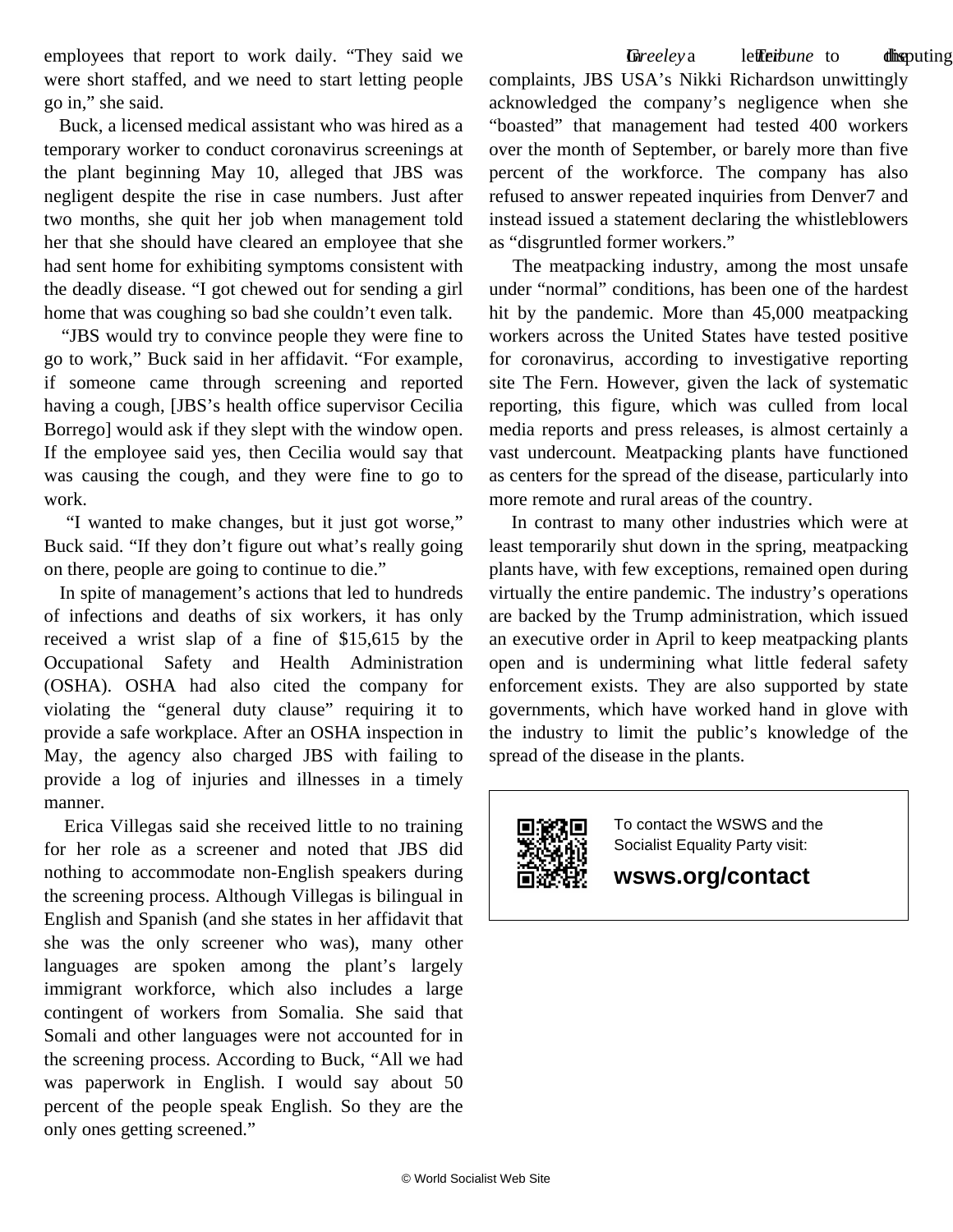employees that report to work daily. "They said we were short staffed, and we need to start letting people go in," she said.

Buck, a licensed medical assistant who was hired as a temporary worker to conduct coronavirus screenings at the plant beginning May 10, alleged that JBS was negligent despite the rise in case numbers. Just after two months, she quit her job when management told her that she should have cleared an employee that she had sent home for exhibiting symptoms consistent with the deadly disease. "I got chewed out for sending a girl home that was coughing so bad she couldn't even talk.

"JBS would try to convince people they were fine to go to work," Buck said in her affidavit. "For example, if someone came through screening and reported having a cough, [JBS's health office supervisor Cecilia Borrego] would ask if they slept with the window open. If the employee said yes, then Cecilia would say that was causing the cough, and they were fine to go to work.

"I wanted to make changes, but it just got worse," Buck said. "If they don't figure out what's really going on there, people are going to continue to die."

In spite of management's actions that led to hundreds of infections and deaths of six workers, it has only received a wrist slap of a fine of $15,615 by the Occupational Safety and Health Administration (OSHA). OSHA had also cited the company for violating the "general duty clause" requiring it to provide a safe workplace. After an OSHA inspection in May, the agency also charged JBS with failing to provide a log of injuries and illnesses in a timely manner.

Erica Villegas said she received little to no training for her role as a screener and noted that JBS did nothing to accommodate non-English speakers during the screening process. Although Villegas is bilingual in English and Spanish (and she states in her affidavit that she was the only screener who was), many other languages are spoken among the plant's largely immigrant workforce, which also includes a large contingent of workers from Somalia. She said that Somali and other languages were not accounted for in the screening process. According to Buck, "All we had was paperwork in English. I would say about 50 percent of the people speak English. So they are the only ones getting screened."

In a letter to the *Greeley Tribune* disputing the complaints, JBS USA's Nikki Richardson unwittingly acknowledged the company's negligence when she "boasted" that management had tested 400 workers over the month of September, or barely more than five percent of the workforce. The company has also refused to answer repeated inquiries from Denver7 and instead issued a statement declaring the whistleblowers as "disgruntled former workers."

The meatpacking industry, among the most unsafe under "normal" conditions, has been one of the hardest hit by the pandemic. More than 45,000 meatpacking workers across the United States have tested positive for coronavirus, according to investigative reporting site The Fern. However, given the lack of systematic reporting, this figure, which was culled from local media reports and press releases, is almost certainly a vast undercount. Meatpacking plants have functioned as centers for the spread of the disease, particularly into more remote and rural areas of the country.

In contrast to many other industries which were at least temporarily shut down in the spring, meatpacking plants have, with few exceptions, remained open during virtually the entire pandemic. The industry's operations are backed by the Trump administration, which issued an executive order in April to keep meatpacking plants open and is undermining what little federal safety enforcement exists. They are also supported by state governments, which have worked hand in glove with the industry to limit the public's knowledge of the spread of the disease in the plants.

To contact the WSWS and the Socialist Equality Party visit:

**wsws.org/contact**